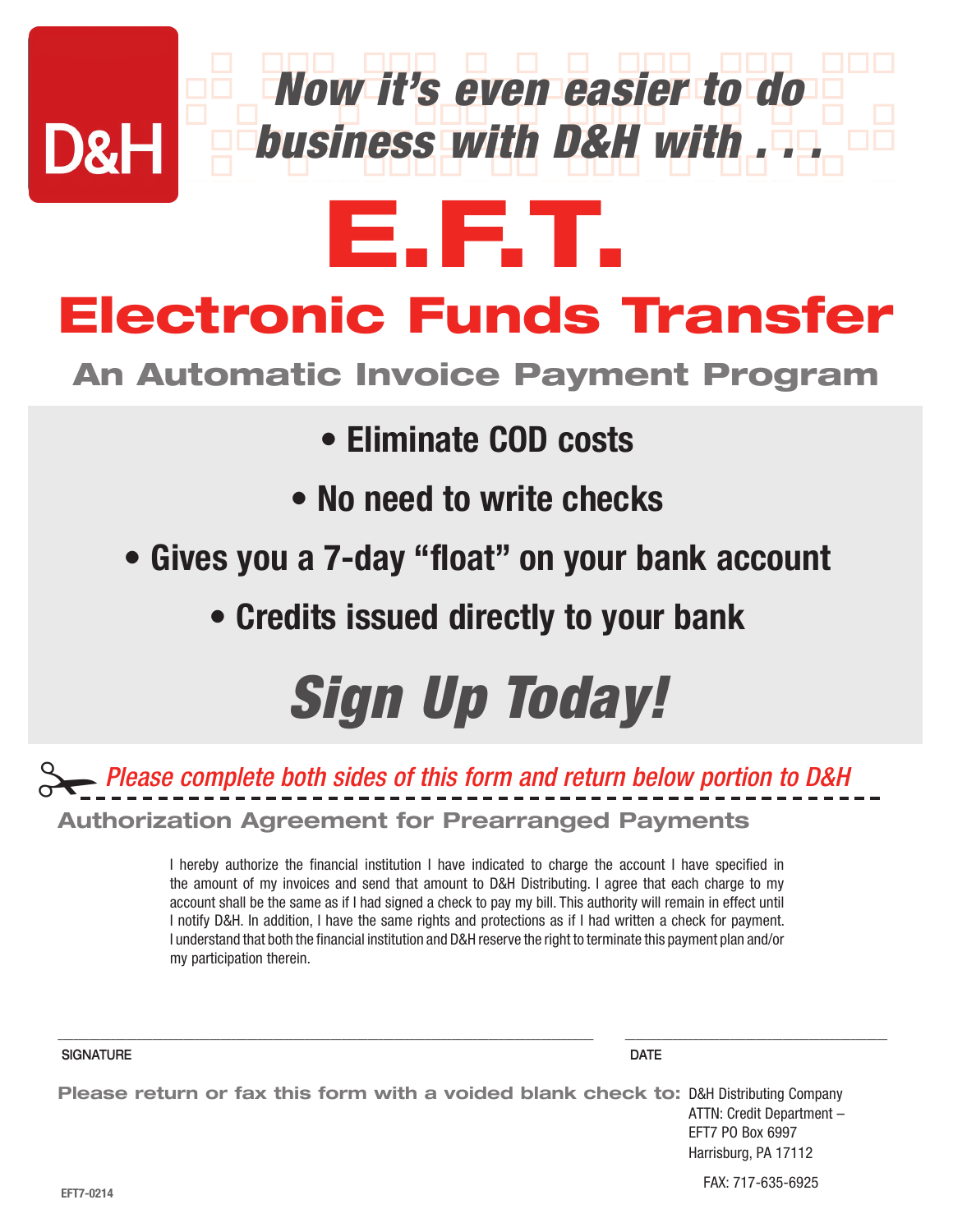D&H

*Now it's even easier to do business with D&H with . . .*

# E.F.T.

# Electronic Funds Transfer

## An Automatic Invoice Payment Program

- **Eliminate COD costs**
- **No need to write checks**
- **Gives you a 7-day "float" on your bank account**
- **Credits issued directly to your bank**

***Sign Up Today!***

*Please complete both sides of this form and return below portion to D&H*

---

## Authorization Agreement for Prearranged Payments

I hereby authorize the financial institution I have indicated to charge the account I have specified in the amount of my invoices and send that amount to D&H Distributing. I agree that each charge to my account shall be the same as if I had signed a check to pay my bill. This authority will remain in effect until I notify D&H. In addition, I have the same rights and protections as if I had written a check for payment. I understand that both the financial institution and D&H reserve the right to terminate this payment plan and/or my participation therein.

\_\_\_\_\_\_\_\_\_\_\_\_\_\_\_\_\_\_\_\_\_\_\_\_\_\_\_\_\_\_\_\_\_\_\_\_\_\_\_\_ \_\_\_\_\_\_\_\_\_\_\_\_\_\_\_\_\_\_\_\_\_\_\_\_

SIGNATURE DATE

**Please return or fax this form with a voided blank check to:** D&H Distributing Company
ATTN: Credit Department –
EFT7 PO Box 6997
Harrisburg, PA 17112

FAX: 717-635-6925

EFT7-0214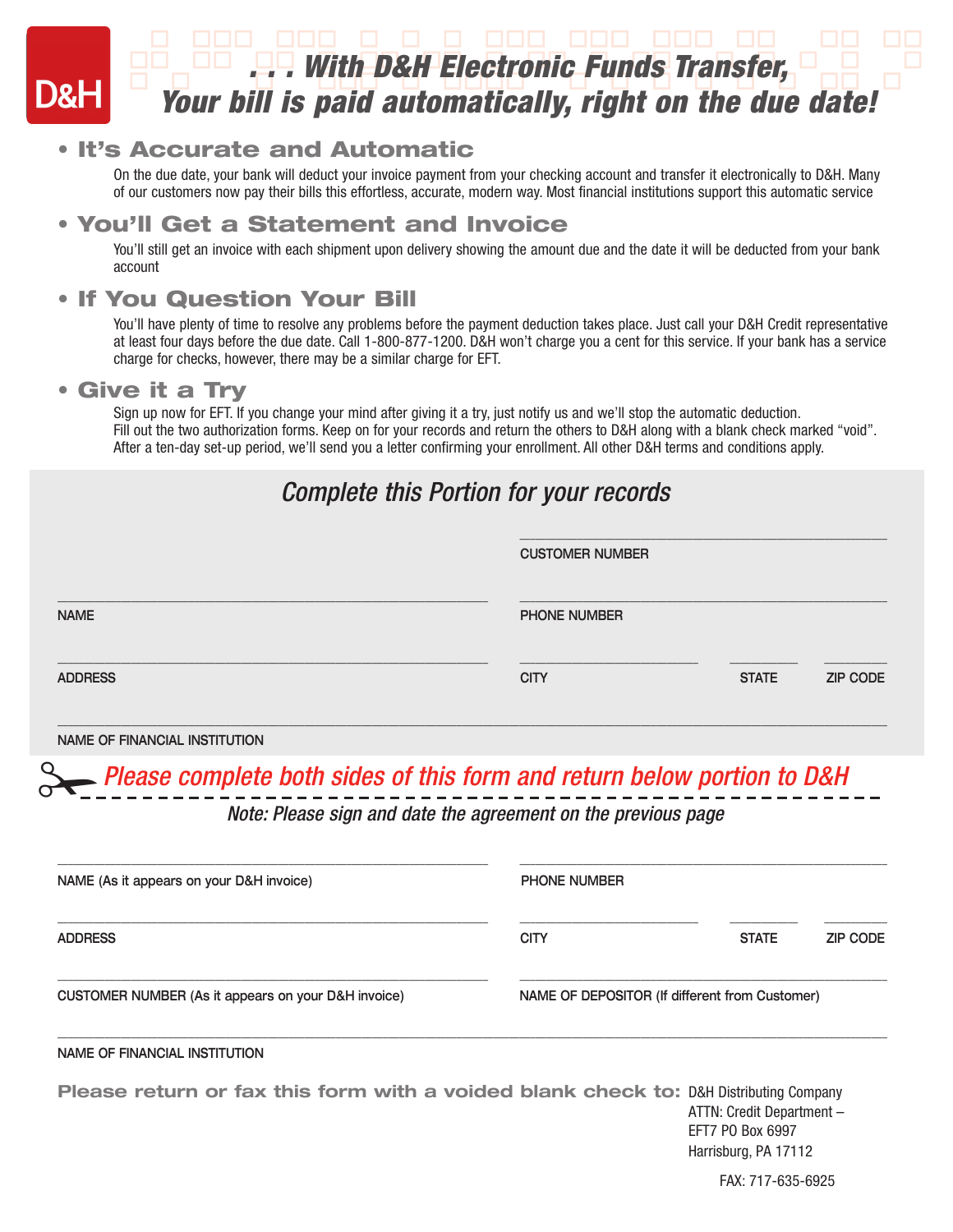# . . . With D&H Electronic Funds Transfer, Your bill is paid automatically, right on the due date!

## • It's Accurate and Automatic

On the due date, your bank will deduct your invoice payment from your checking account and transfer it electronically to D&H. Many of our customers now pay their bills this effortless, accurate, modern way. Most financial institutions support this automatic service

## • You'll Get a Statement and Invoice

You'll still get an invoice with each shipment upon delivery showing the amount due and the date it will be deducted from your bank account

## • If You Question Your Bill

You'll have plenty of time to resolve any problems before the payment deduction takes place. Just call your D&H Credit representative at least four days before the due date. Call 1-800-877-1200. D&H won't charge you a cent for this service. If your bank has a service charge for checks, however, there may be a similar charge for EFT.

## • Give it a Try

Sign up now for EFT. If you change your mind after giving it a try, just notify us and we'll stop the automatic deduction. Fill out the two authorization forms. Keep on for your records and return the others to D&H along with a blank check marked "void". After a ten-day set-up period, we'll send you a letter confirming your enrollment. All other D&H terms and conditions apply.

### *Complete this Portion for your records*

CUSTOMER NUMBER ______________________

NAME ______________________ PHONE NUMBER ______________________

ADDRESS ______________________ CITY __________ STATE ______ ZIP CODE ______

NAME OF FINANCIAL INSTITUTION ______________________

*Please complete both sides of this form and return below portion to D&H*

*Note: Please sign and date the agreement on the previous page*

NAME (As it appears on your D&H invoice) ______________________ PHONE NUMBER ______________________

ADDRESS ______________________ CITY __________ STATE ______ ZIP CODE ______

CUSTOMER NUMBER (As it appears on your D&H invoice) ______________________ NAME OF DEPOSITOR (If different from Customer) ______________________

NAME OF FINANCIAL INSTITUTION ______________________

**Please return or fax this form with a voided blank check to:** D&H Distributing Company
ATTN: Credit Department –
EFT7 PO Box 6997
Harrisburg, PA 17112

FAX: 717-635-6925